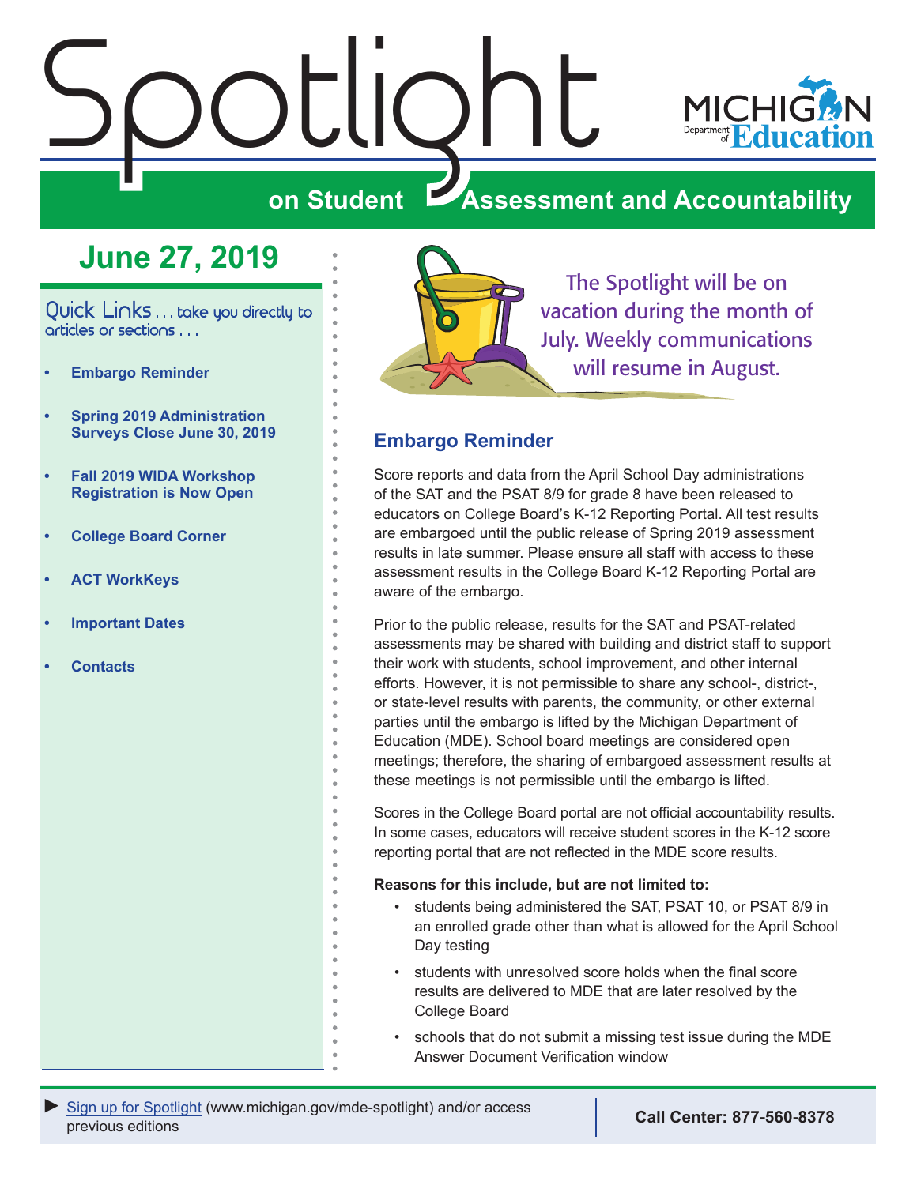# Spotlight on Student Assessment and Accountability

Michigan Department of Education

## June 27, 2019

Quick Links . . . take you directly to articles or sections . . .

- **Embargo Reminder**
- **Spring 2019 Administration Surveys Close June 30, 2019**
- **Fall 2019 WIDA Workshop Registration is Now Open**
- **College Board Corner**
- **ACT WorkKeys**
- **Important Dates**
- **Contacts**

The Spotlight will be on vacation during the month of July. Weekly communications will resume in August.

## Embargo Reminder

Score reports and data from the April School Day administrations of the SAT and the PSAT 8/9 for grade 8 have been released to educators on College Board's K-12 Reporting Portal. All test results are embargoed until the public release of Spring 2019 assessment results in late summer. Please ensure all staff with access to these assessment results in the College Board K-12 Reporting Portal are aware of the embargo.

Prior to the public release, results for the SAT and PSAT-related assessments may be shared with building and district staff to support their work with students, school improvement, and other internal efforts. However, it is not permissible to share any school-, district-, or state-level results with parents, the community, or other external parties until the embargo is lifted by the Michigan Department of Education (MDE). School board meetings are considered open meetings; therefore, the sharing of embargoed assessment results at these meetings is not permissible until the embargo is lifted.

Scores in the College Board portal are not official accountability results. In some cases, educators will receive student scores in the K-12 score reporting portal that are not reflected in the MDE score results.

**Reasons for this include, but are not limited to:**

- students being administered the SAT, PSAT 10, or PSAT 8/9 in an enrolled grade other than what is allowed for the April School Day testing
- students with unresolved score holds when the final score results are delivered to MDE that are later resolved by the College Board
- schools that do not submit a missing test issue during the MDE Answer Document Verification window

► Sign up for Spotlight (www.michigan.gov/mde-spotlight) and/or access previous editions

**Call Center: 877-560-8378**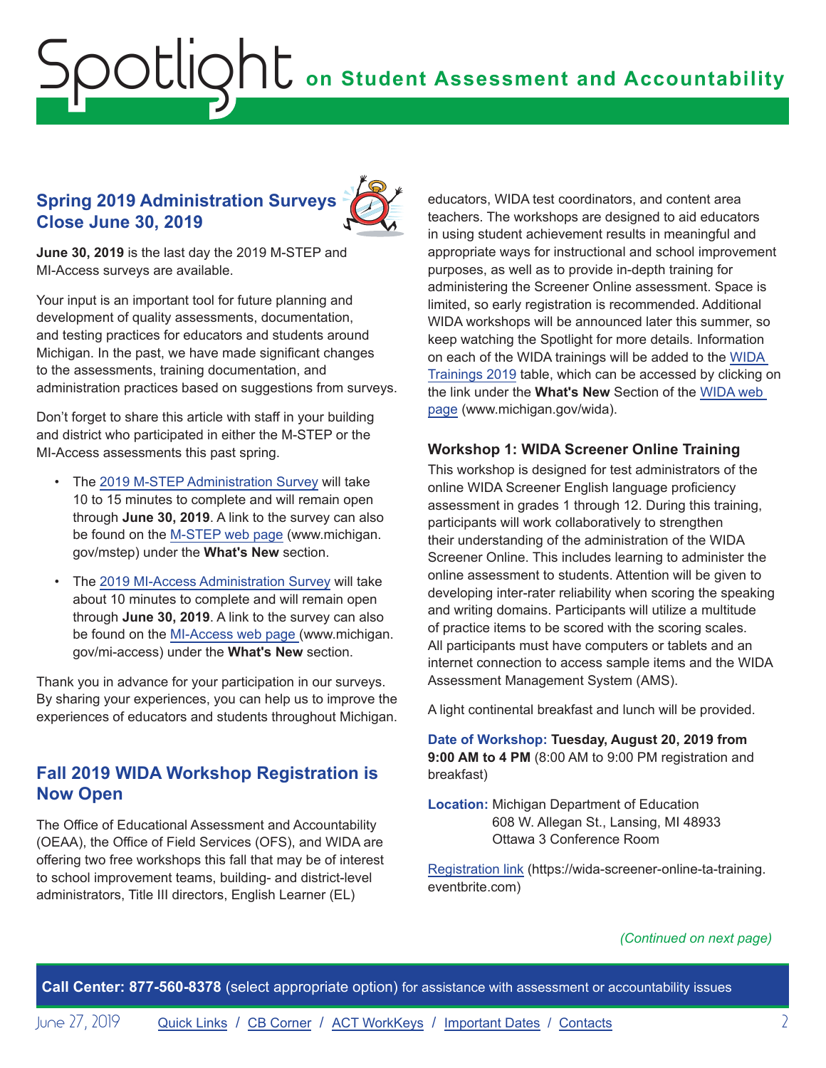## Spring 2019 Administration Surveys Close June 30, 2019

**June 30, 2019** is the last day the 2019 M-STEP and MI-Access surveys are available.

Your input is an important tool for future planning and development of quality assessments, documentation, and testing practices for educators and students around Michigan. In the past, we have made significant changes to the assessments, training documentation, and administration practices based on suggestions from surveys.

Don't forget to share this article with staff in your building and district who participated in either the M-STEP or the MI-Access assessments this past spring.

- The 2019 M-STEP Administration Survey will take 10 to 15 minutes to complete and will remain open through **June 30, 2019**. A link to the survey can also be found on the M-STEP web page (www.michigan.gov/mstep) under the **What's New** section.
- The 2019 MI-Access Administration Survey will take about 10 minutes to complete and will remain open through **June 30, 2019**. A link to the survey can also be found on the MI-Access web page (www.michigan.gov/mi-access) under the **What's New** section.

Thank you in advance for your participation in our surveys. By sharing your experiences, you can help us to improve the experiences of educators and students throughout Michigan.

## Fall 2019 WIDA Workshop Registration is Now Open

The Office of Educational Assessment and Accountability (OEAA), the Office of Field Services (OFS), and WIDA are offering two free workshops this fall that may be of interest to school improvement teams, building- and district-level administrators, Title III directors, English Learner (EL) educators, WIDA test coordinators, and content area teachers. The workshops are designed to aid educators in using student achievement results in meaningful and appropriate ways for instructional and school improvement purposes, as well as to provide in-depth training for administering the Screener Online assessment. Space is limited, so early registration is recommended. Additional WIDA workshops will be announced later this summer, so keep watching the Spotlight for more details. Information on each of the WIDA trainings will be added to the WIDA Trainings 2019 table, which can be accessed by clicking on the link under the **What's New** Section of the WIDA web page (www.michigan.gov/wida).

### Workshop 1: WIDA Screener Online Training

This workshop is designed for test administrators of the online WIDA Screener English language proficiency assessment in grades 1 through 12. During this training, participants will work collaboratively to strengthen their understanding of the administration of the WIDA Screener Online. This includes learning to administer the online assessment to students. Attention will be given to developing inter-rater reliability when scoring the speaking and writing domains. Participants will utilize a multitude of practice items to be scored with the scoring scales. All participants must have computers or tablets and an internet connection to access sample items and the WIDA Assessment Management System (AMS).

A light continental breakfast and lunch will be provided.

**Date of Workshop: Tuesday, August 20, 2019 from 9:00 AM to 4 PM** (8:00 AM to 9:00 PM registration and breakfast)

**Location:** Michigan Department of Education
608 W. Allegan St., Lansing, MI 48933
Ottawa 3 Conference Room

Registration link (https://wida-screener-online-ta-training.eventbrite.com)

*(Continued on next page)*

**Call Center: 877-560-8378** (select appropriate option) for assistance with assessment or accountability issues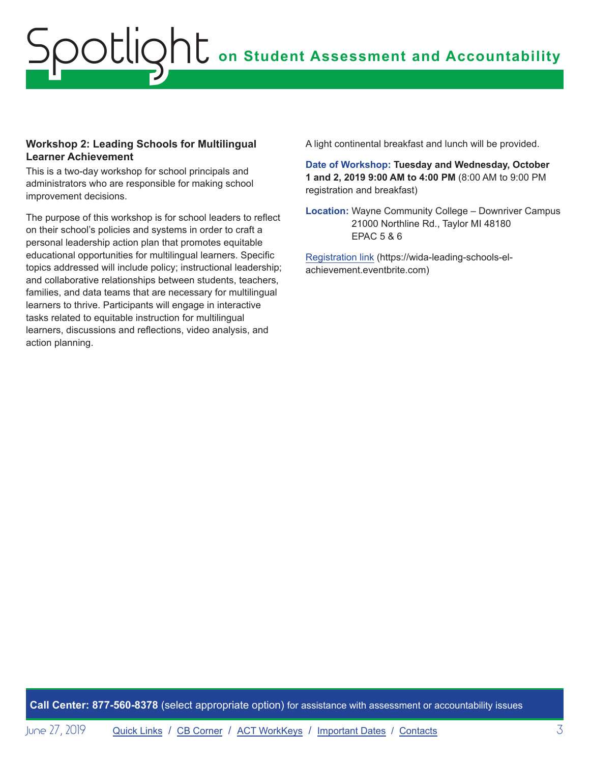### Workshop 2: Leading Schools for Multilingual Learner Achievement

This is a two-day workshop for school principals and administrators who are responsible for making school improvement decisions.

The purpose of this workshop is for school leaders to reflect on their school's policies and systems in order to craft a personal leadership action plan that promotes equitable educational opportunities for multilingual learners. Specific topics addressed will include policy; instructional leadership; and collaborative relationships between students, teachers, families, and data teams that are necessary for multilingual learners to thrive. Participants will engage in interactive tasks related to equitable instruction for multilingual learners, discussions and reflections, video analysis, and action planning.

A light continental breakfast and lunch will be provided.

**Date of Workshop:** **Tuesday and Wednesday, October 1 and 2, 2019 9:00 AM to 4:00 PM** (8:00 AM to 9:00 PM registration and breakfast)

**Location:** Wayne Community College – Downriver Campus
21000 Northline Rd., Taylor MI 48180
EPAC 5 & 6

Registration link (https://wida-leading-schools-el-achievement.eventbrite.com)

**Call Center: 877-560-8378** (select appropriate option) for assistance with assessment or accountability issues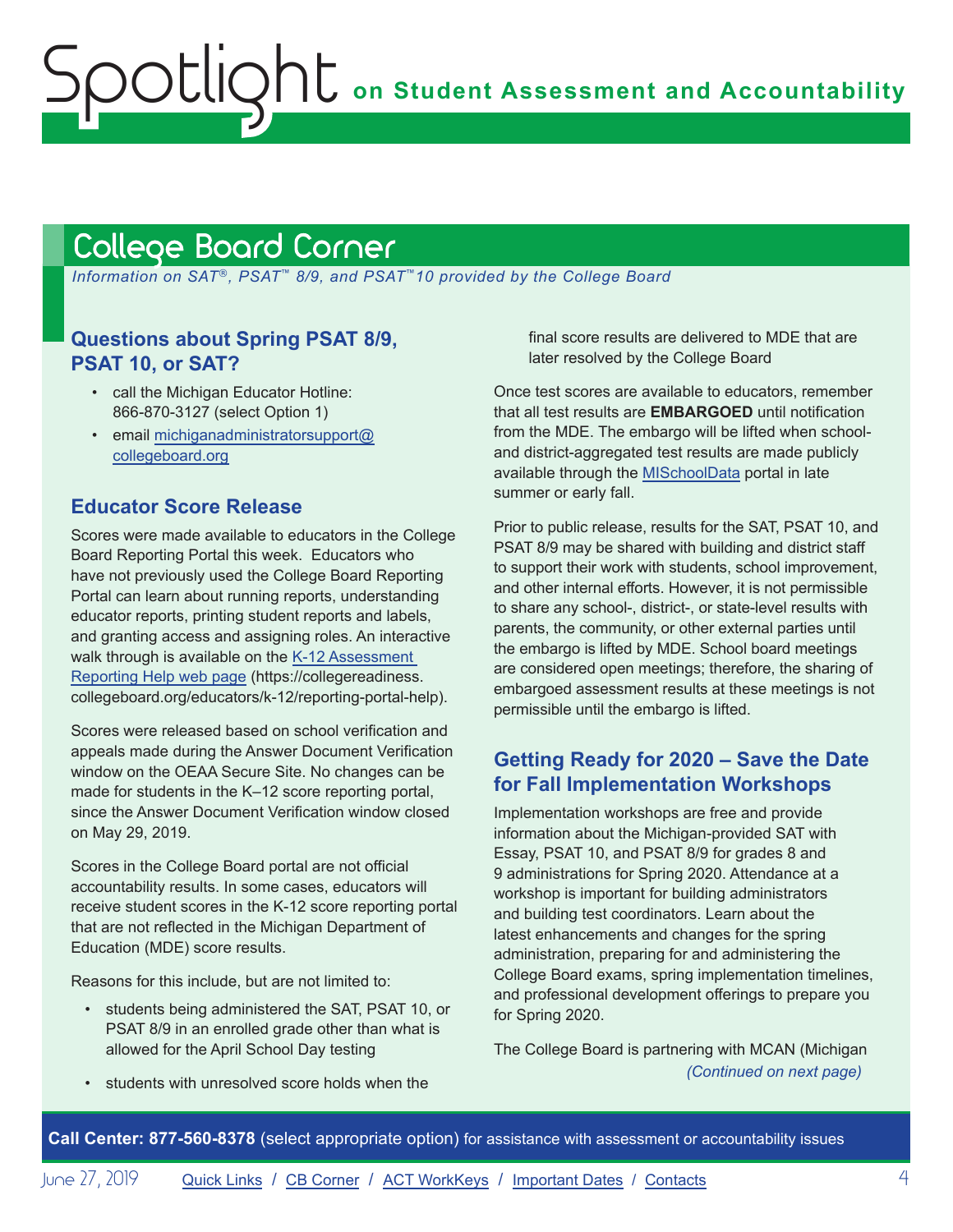## College Board Corner

*Information on SAT®, PSAT™ 8/9, and PSAT™10 provided by the College Board*

### Questions about Spring PSAT 8/9, PSAT 10, or SAT?

- call the Michigan Educator Hotline: 866-870-3127 (select Option 1)
- email [michiganadministratorsupport@collegeboard.org](mailto:michiganadministratorsupport@collegeboard.org)

### Educator Score Release

Scores were made available to educators in the College Board Reporting Portal this week. Educators who have not previously used the College Board Reporting Portal can learn about running reports, understanding educator reports, printing student reports and labels, and granting access and assigning roles. An interactive walk through is available on the [K-12 Assessment Reporting Help web page](https://collegereadiness.collegeboard.org/educators/k-12/reporting-portal-help) (https://collegereadiness.collegeboard.org/educators/k-12/reporting-portal-help).

Scores were released based on school verification and appeals made during the Answer Document Verification window on the OEAA Secure Site. No changes can be made for students in the K–12 score reporting portal, since the Answer Document Verification window closed on May 29, 2019.

Scores in the College Board portal are not official accountability results. In some cases, educators will receive student scores in the K-12 score reporting portal that are not reflected in the Michigan Department of Education (MDE) score results.

Reasons for this include, but are not limited to:

- students being administered the SAT, PSAT 10, or PSAT 8/9 in an enrolled grade other than what is allowed for the April School Day testing
- students with unresolved score holds when the final score results are delivered to MDE that are later resolved by the College Board

Once test scores are available to educators, remember that all test results are **EMBARGOED** until notification from the MDE. The embargo will be lifted when school- and district-aggregated test results are made publicly available through the [MISchoolData](https://www.mischooldata.org) portal in late summer or early fall.

Prior to public release, results for the SAT, PSAT 10, and PSAT 8/9 may be shared with building and district staff to support their work with students, school improvement, and other internal efforts. However, it is not permissible to share any school-, district-, or state-level results with parents, the community, or other external parties until the embargo is lifted by MDE. School board meetings are considered open meetings; therefore, the sharing of embargoed assessment results at these meetings is not permissible until the embargo is lifted.

### Getting Ready for 2020 – Save the Date for Fall Implementation Workshops

Implementation workshops are free and provide information about the Michigan-provided SAT with Essay, PSAT 10, and PSAT 8/9 for grades 8 and 9 administrations for Spring 2020. Attendance at a workshop is important for building administrators and building test coordinators. Learn about the latest enhancements and changes for the spring administration, preparing for and administering the College Board exams, spring implementation timelines, and professional development offerings to prepare you for Spring 2020.

The College Board is partnering with MCAN (Michigan

*(Continued on next page)*

**Call Center: 877-560-8378** (select appropriate option) for assistance with assessment or accountability issues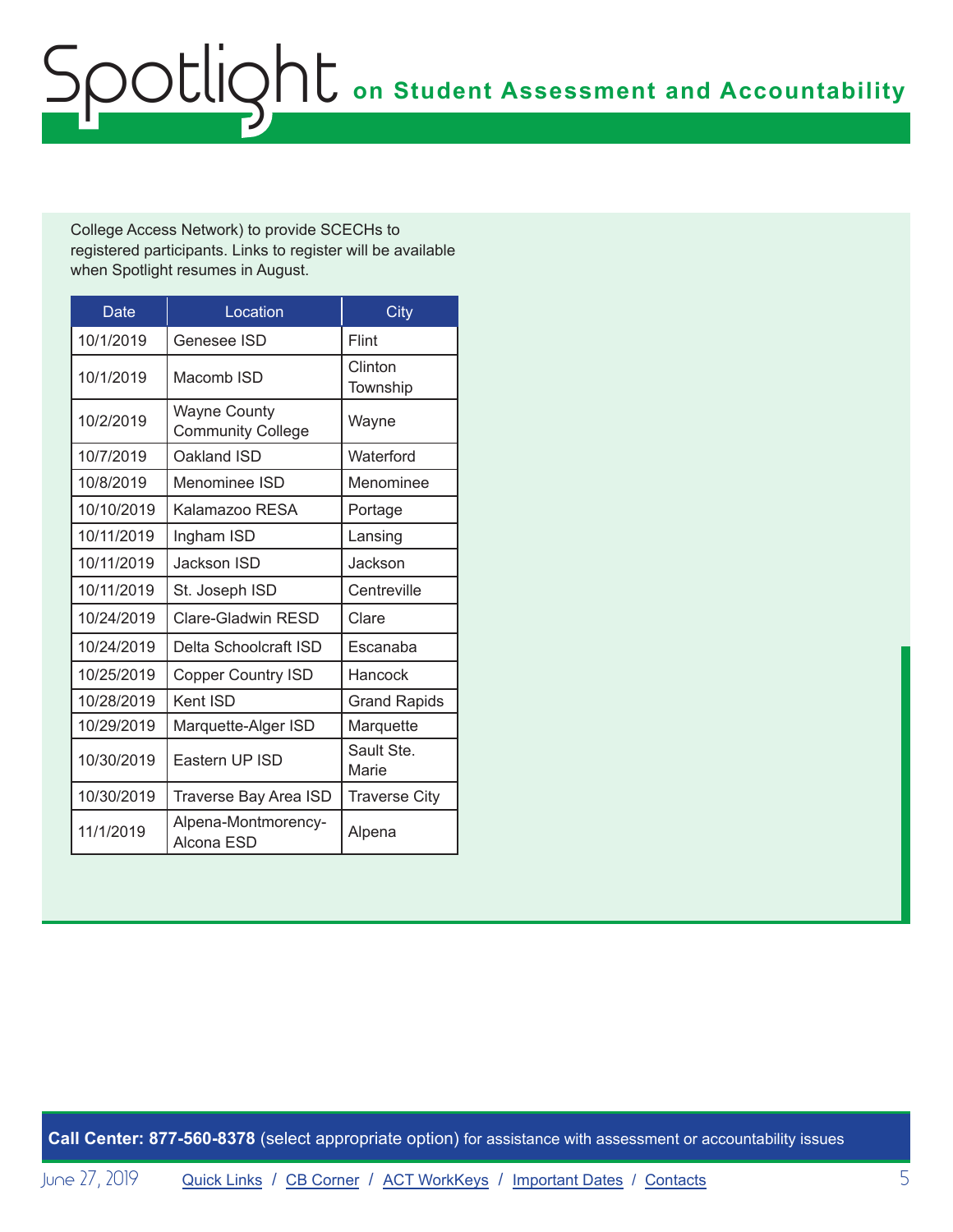College Access Network) to provide SCECHs to registered participants. Links to register will be available when Spotlight resumes in August.

| Date | Location | City |
|---|---|---|
| 10/1/2019 | Genesee ISD | Flint |
| 10/1/2019 | Macomb ISD | Clinton Township |
| 10/2/2019 | Wayne County Community College | Wayne |
| 10/7/2019 | Oakland ISD | Waterford |
| 10/8/2019 | Menominee ISD | Menominee |
| 10/10/2019 | Kalamazoo RESA | Portage |
| 10/11/2019 | Ingham ISD | Lansing |
| 10/11/2019 | Jackson ISD | Jackson |
| 10/11/2019 | St. Joseph ISD | Centreville |
| 10/24/2019 | Clare-Gladwin RESD | Clare |
| 10/24/2019 | Delta Schoolcraft ISD | Escanaba |
| 10/25/2019 | Copper Country ISD | Hancock |
| 10/28/2019 | Kent ISD | Grand Rapids |
| 10/29/2019 | Marquette-Alger ISD | Marquette |
| 10/30/2019 | Eastern UP ISD | Sault Ste. Marie |
| 10/30/2019 | Traverse Bay Area ISD | Traverse City |
| 11/1/2019 | Alpena-Montmorency-Alcona ESD | Alpena |

**Call Center: 877-560-8378** (select appropriate option) for assistance with assessment or accountability issues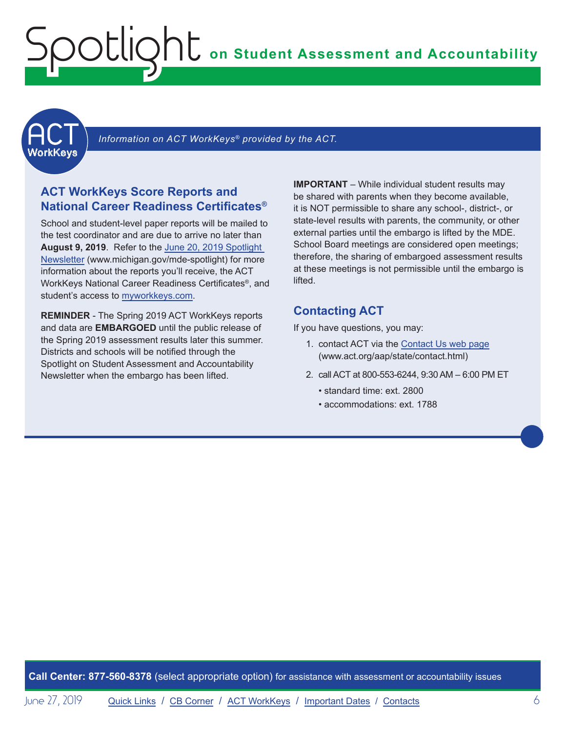*Information on ACT WorkKeys® provided by the ACT.*

## ACT WorkKeys Score Reports and National Career Readiness Certificates®

School and student-level paper reports will be mailed to the test coordinator and are due to arrive no later than **August 9, 2019**. Refer to the June 20, 2019 Spotlight Newsletter (www.michigan.gov/mde-spotlight) for more information about the reports you'll receive, the ACT WorkKeys National Career Readiness Certificates®, and student's access to myworkkeys.com.

**REMINDER** - The Spring 2019 ACT WorkKeys reports and data are **EMBARGOED** until the public release of the Spring 2019 assessment results later this summer. Districts and schools will be notified through the Spotlight on Student Assessment and Accountability Newsletter when the embargo has been lifted.

**IMPORTANT** – While individual student results may be shared with parents when they become available, it is NOT permissible to share any school-, district-, or state-level results with parents, the community, or other external parties until the embargo is lifted by the MDE. School Board meetings are considered open meetings; therefore, the sharing of embargoed assessment results at these meetings is not permissible until the embargo is lifted.

## Contacting ACT

If you have questions, you may:

1. contact ACT via the Contact Us web page (www.act.org/aap/state/contact.html)
2. call ACT at 800-553-6244, 9:30 AM – 6:00 PM ET
   - standard time: ext. 2800
   - accommodations: ext. 1788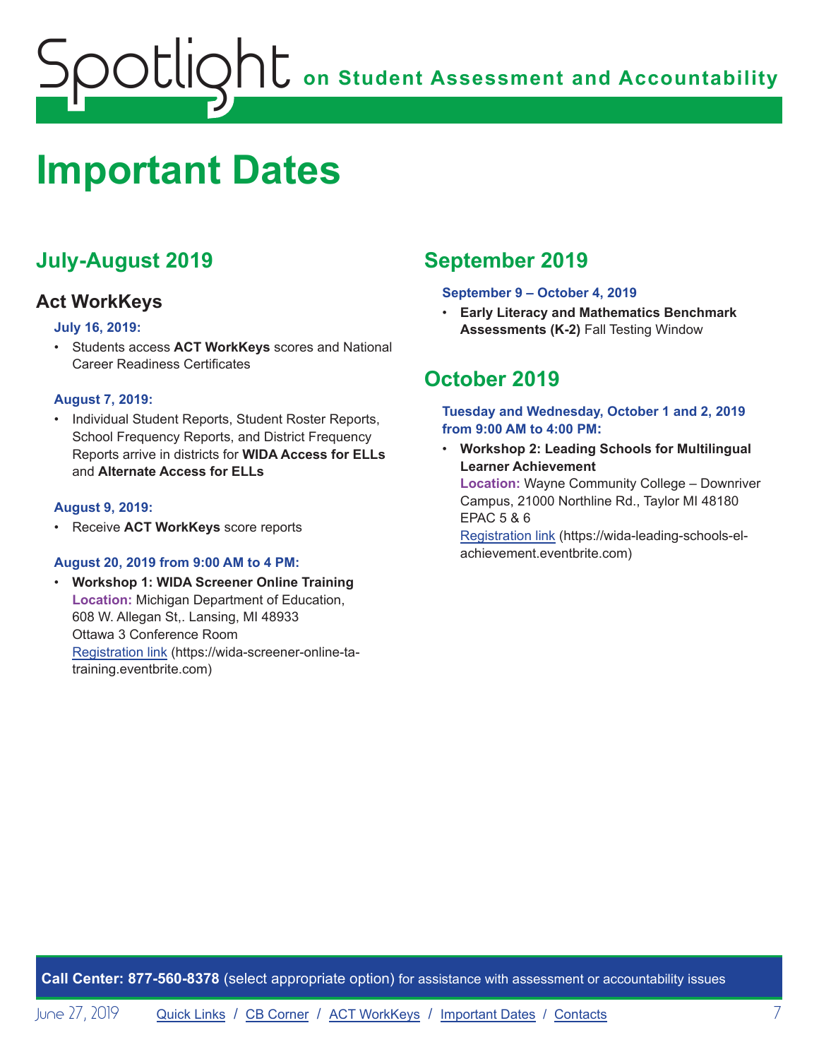# Important Dates

## July-August 2019

### Act WorkKeys

**July 16, 2019:**

- Students access **ACT WorkKeys** scores and National Career Readiness Certificates

**August 7, 2019:**

- Individual Student Reports, Student Roster Reports, School Frequency Reports, and District Frequency Reports arrive in districts for **WIDA Access for ELLs** and **Alternate Access for ELLs**

**August 9, 2019:**

- Receive **ACT WorkKeys** score reports

**August 20, 2019 from 9:00 AM to 4 PM:**

- **Workshop 1: WIDA Screener Online Training**
  **Location:** Michigan Department of Education, 608 W. Allegan St,. Lansing, MI 48933
  Ottawa 3 Conference Room
  [Registration link](https://wida-screener-online-ta-training.eventbrite.com) (https://wida-screener-online-ta-training.eventbrite.com)

## September 2019

**September 9 – October 4, 2019**

- **Early Literacy and Mathematics Benchmark Assessments (K-2)** Fall Testing Window

## October 2019

**Tuesday and Wednesday, October 1 and 2, 2019 from 9:00 AM to 4:00 PM:**

- **Workshop 2: Leading Schools for Multilingual Learner Achievement**
  **Location:** Wayne Community College – Downriver Campus, 21000 Northline Rd., Taylor MI 48180
  EPAC 5 & 6
  [Registration link](https://wida-leading-schools-el-achievement.eventbrite.com) (https://wida-leading-schools-el-achievement.eventbrite.com)

**Call Center: 877-560-8378** (select appropriate option) for assistance with assessment or accountability issues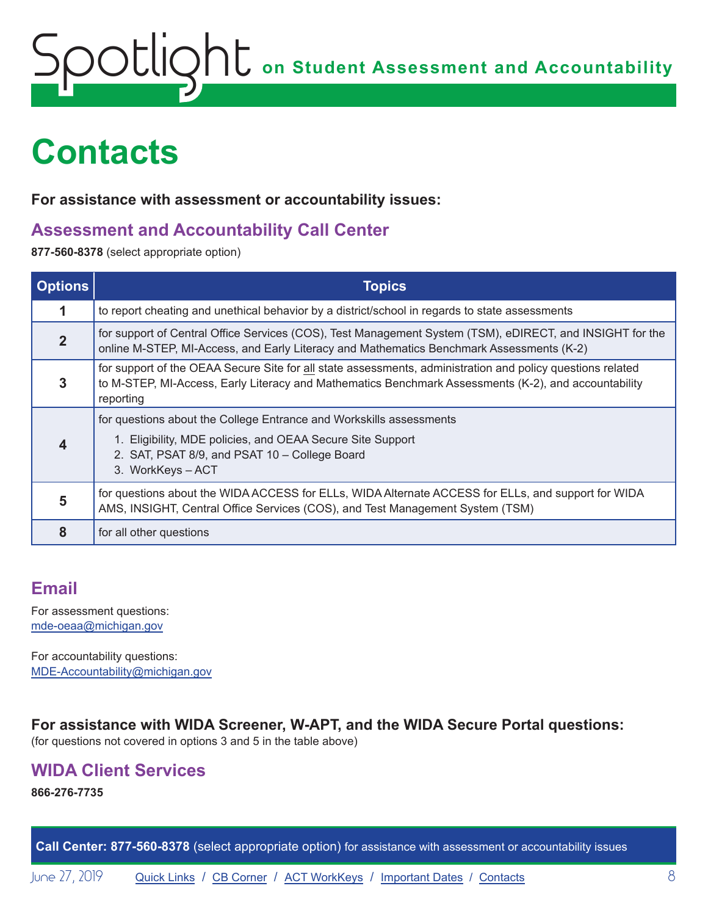# Contacts

**For assistance with assessment or accountability issues:**

## Assessment and Accountability Call Center

**877-560-8378** (select appropriate option)

| Options | Topics |
|---|---|
| **1** | to report cheating and unethical behavior by a district/school in regards to state assessments |
| **2** | for support of Central Office Services (COS), Test Management System (TSM), eDIRECT, and INSIGHT for the online M-STEP, MI-Access, and Early Literacy and Mathematics Benchmark Assessments (K-2) |
| **3** | for support of the OEAA Secure Site for all state assessments, administration and policy questions related to M-STEP, MI-Access, Early Literacy and Mathematics Benchmark Assessments (K-2), and accountability reporting |
| **4** | for questions about the College Entrance and Workskills assessments<br>1. Eligibility, MDE policies, and OEAA Secure Site Support<br>2. SAT, PSAT 8/9, and PSAT 10 – College Board<br>3. WorkKeys – ACT |
| **5** | for questions about the WIDA ACCESS for ELLs, WIDA Alternate ACCESS for ELLs, and support for WIDA AMS, INSIGHT, Central Office Services (COS), and Test Management System (TSM) |
| **8** | for all other questions |

## Email

For assessment questions:
mde-oeaa@michigan.gov

For accountability questions:
MDE-Accountability@michigan.gov

**For assistance with WIDA Screener, W-APT, and the WIDA Secure Portal questions:**
(for questions not covered in options 3 and 5 in the table above)

## WIDA Client Services

**866-276-7735**

**Call Center: 877-560-8378** (select appropriate option) for assistance with assessment or accountability issues